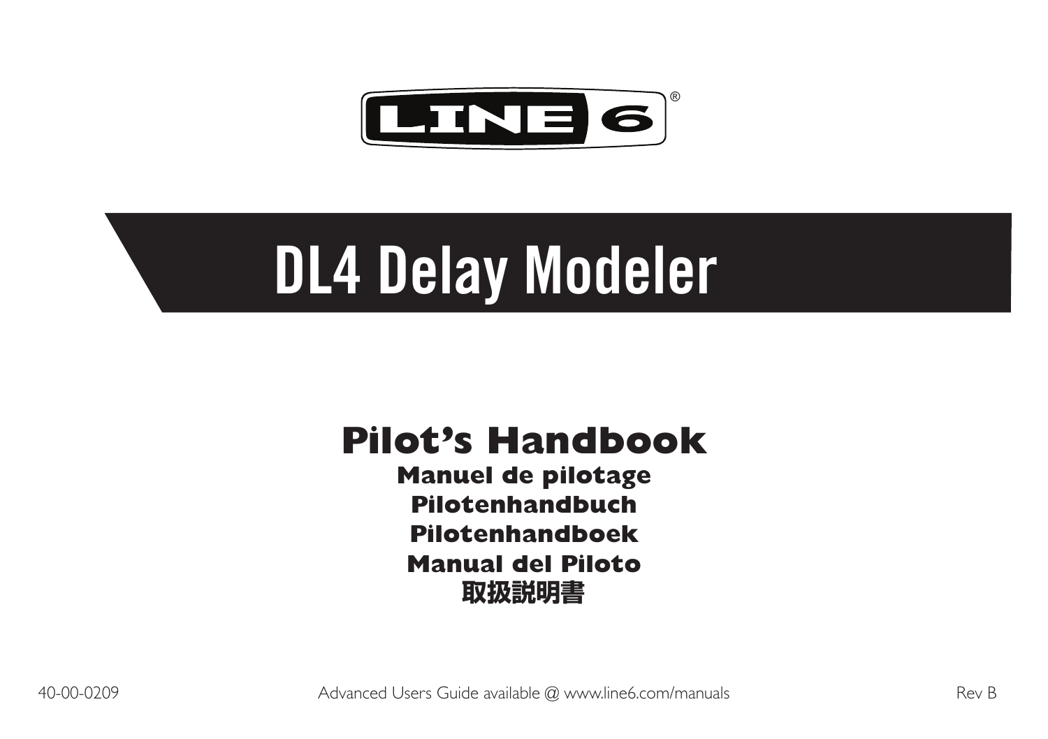LINE 6®

# DL4 Delay Modeler

## Pilot's Handbook

**Manuel de pilotage**

**Pilotenhandbuch**

**Pilotenhandboek**

**Manual del Piloto**

**取扱説明書**

40-00-0209 Advanced Users Guide available @ www.line6.com/manuals Rev B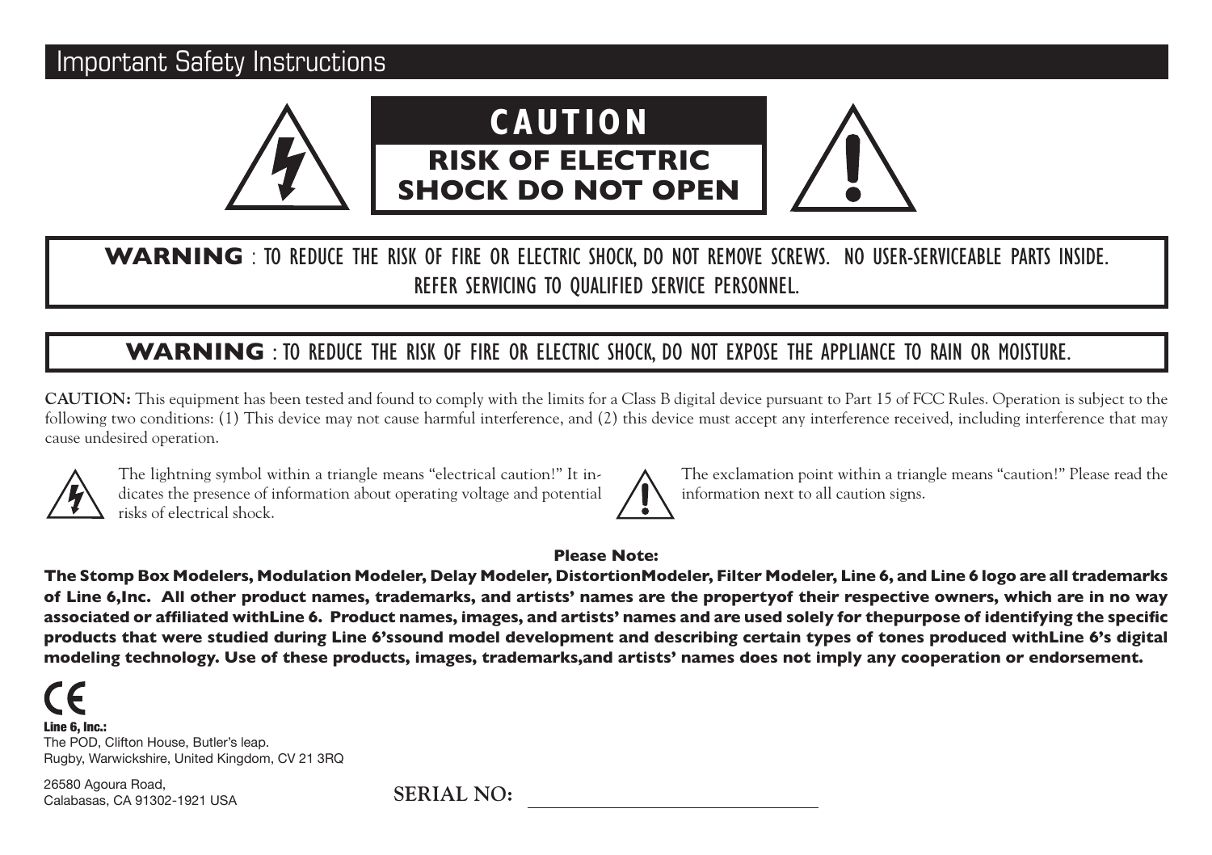# Important Safety Instructions

**CAUTION**

**RISK OF ELECTRIC SHOCK DO NOT OPEN**

**WARNING** : TO REDUCE THE RISK OF FIRE OR ELECTRIC SHOCK, DO NOT REMOVE SCREWS. NO USER-SERVICEABLE PARTS INSIDE. REFER SERVICING TO QUALIFIED SERVICE PERSONNEL.

**WARNING** : TO REDUCE THE RISK OF FIRE OR ELECTRIC SHOCK, DO NOT EXPOSE THE APPLIANCE TO RAIN OR MOISTURE.

**CAUTION:** This equipment has been tested and found to comply with the limits for a Class B digital device pursuant to Part 15 of FCC Rules. Operation is subject to the following two conditions: (1) This device may not cause harmful interference, and (2) this device must accept any interference received, including interference that may cause undesired operation.

The lightning symbol within a triangle means "electrical caution!" It indicates the presence of information about operating voltage and potential risks of electrical shock.

The exclamation point within a triangle means "caution!" Please read the information next to all caution signs.

**Please Note:**

**The Stomp Box Modelers, Modulation Modeler, Delay Modeler, DistortionModeler, Filter Modeler, Line 6, and Line 6 logo are all trademarks of Line 6,Inc. All other product names, trademarks, and artists' names are the propertyof their respective owners, which are in no way associated or affiliated withLine 6. Product names, images, and artists' names and are used solely for thepurpose of identifying the specific products that were studied during Line 6'ssound model development and describing certain types of tones produced withLine 6's digital modeling technology. Use of these products, images, trademarks,and artists' names does not imply any cooperation or endorsement.**

CE

**Line 6, Inc.:**
The POD, Clifton House, Butler's leap.
Rugby, Warwickshire, United Kingdom, CV 21 3RQ

26580 Agoura Road,
Calabasas, CA 91302-1921 USA

**SERIAL NO:** ______________________________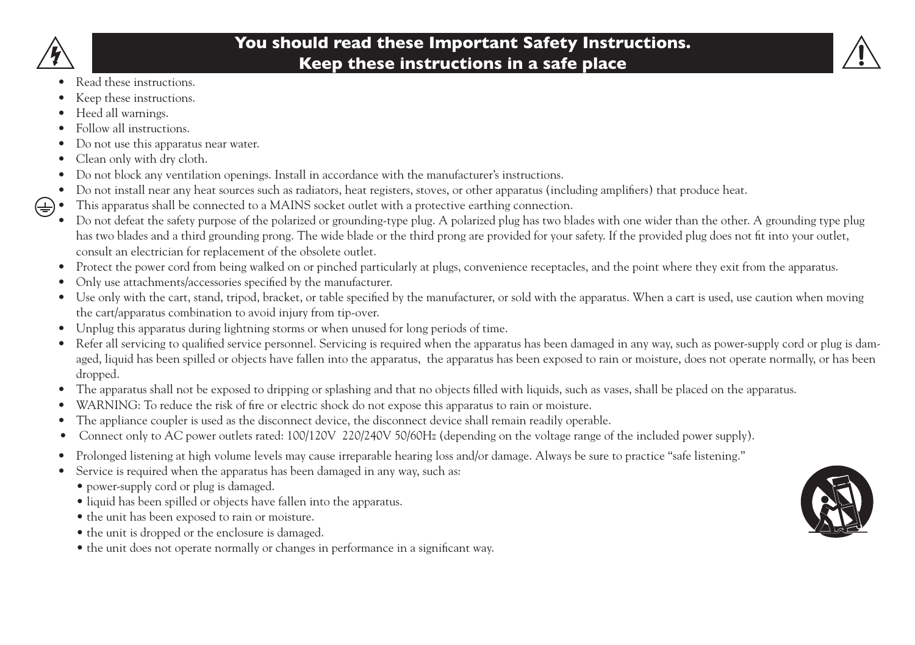## You should read these Important Safety Instructions. Keep these instructions in a safe place

- Read these instructions.
- Keep these instructions.
- Heed all warnings.
- Follow all instructions.
- Do not use this apparatus near water.
- Clean only with dry cloth.
- Do not block any ventilation openings. Install in accordance with the manufacturer's instructions.
- Do not install near any heat sources such as radiators, heat registers, stoves, or other apparatus (including amplifiers) that produce heat.
- This apparatus shall be connected to a MAINS socket outlet with a protective earthing connection.
- Do not defeat the safety purpose of the polarized or grounding-type plug. A polarized plug has two blades with one wider than the other. A grounding type plug has two blades and a third grounding prong. The wide blade or the third prong are provided for your safety. If the provided plug does not fit into your outlet, consult an electrician for replacement of the obsolete outlet.
- Protect the power cord from being walked on or pinched particularly at plugs, convenience receptacles, and the point where they exit from the apparatus.
- Only use attachments/accessories specified by the manufacturer.
- Use only with the cart, stand, tripod, bracket, or table specified by the manufacturer, or sold with the apparatus. When a cart is used, use caution when moving the cart/apparatus combination to avoid injury from tip-over.
- Unplug this apparatus during lightning storms or when unused for long periods of time.
- Refer all servicing to qualified service personnel. Servicing is required when the apparatus has been damaged in any way, such as power-supply cord or plug is damaged, liquid has been spilled or objects have fallen into the apparatus, the apparatus has been exposed to rain or moisture, does not operate normally, or has been dropped.
- The apparatus shall not be exposed to dripping or splashing and that no objects filled with liquids, such as vases, shall be placed on the apparatus.
- WARNING: To reduce the risk of fire or electric shock do not expose this apparatus to rain or moisture.
- The appliance coupler is used as the disconnect device, the disconnect device shall remain readily operable.
- Connect only to AC power outlets rated: 100/120V 220/240V 50/60Hz (depending on the voltage range of the included power supply).
- Prolonged listening at high volume levels may cause irreparable hearing loss and/or damage. Always be sure to practice "safe listening."
- Service is required when the apparatus has been damaged in any way, such as:
  - power-supply cord or plug is damaged.
  - liquid has been spilled or objects have fallen into the apparatus.
  - the unit has been exposed to rain or moisture.
  - the unit is dropped or the enclosure is damaged.
  - the unit does not operate normally or changes in performance in a significant way.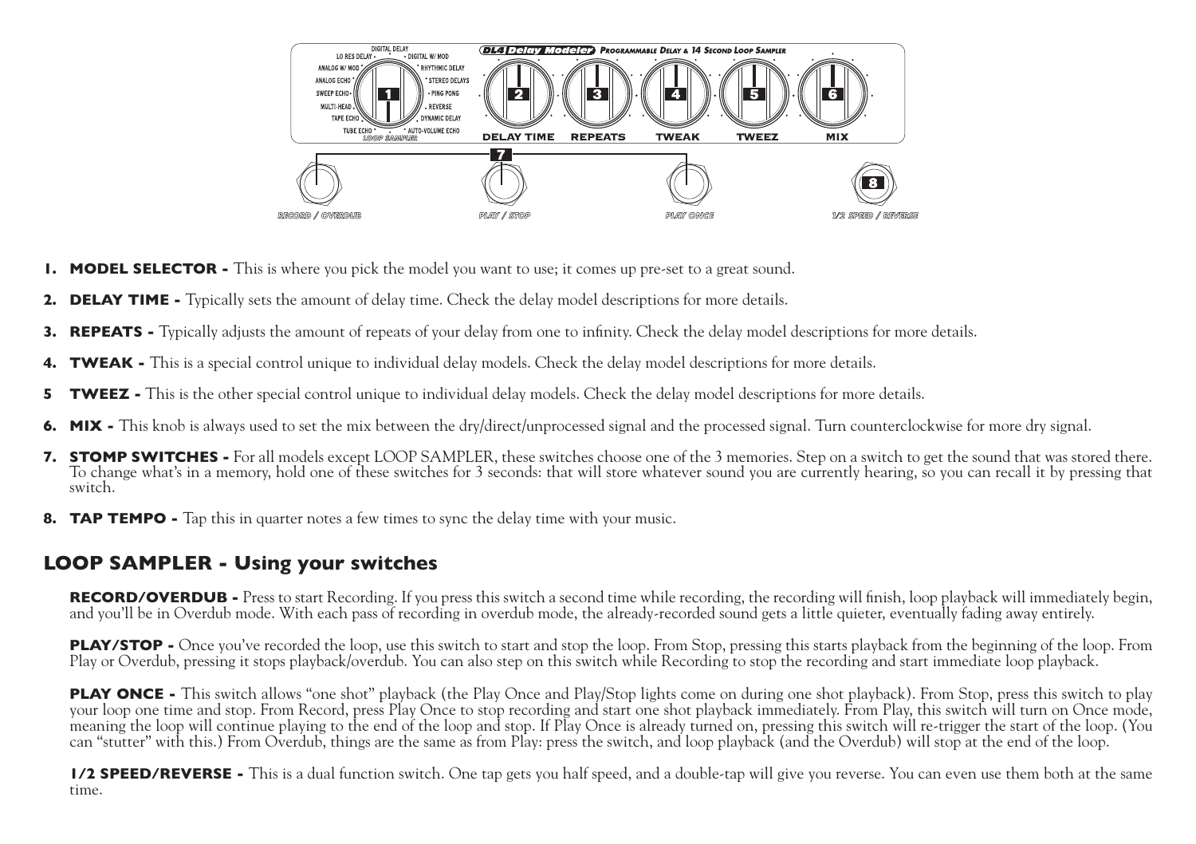1. **MODEL SELECTOR -** This is where you pick the model you want to use; it comes up pre-set to a great sound.

2. **DELAY TIME -** Typically sets the amount of delay time. Check the delay model descriptions for more details.

3. **REPEATS -** Typically adjusts the amount of repeats of your delay from one to infinity. Check the delay model descriptions for more details.

4. **TWEAK -** This is a special control unique to individual delay models. Check the delay model descriptions for more details.

5. **TWEEZ -** This is the other special control unique to individual delay models. Check the delay model descriptions for more details.

6. **MIX -** This knob is always used to set the mix between the dry/direct/unprocessed signal and the processed signal. Turn counterclockwise for more dry signal.

7. **STOMP SWITCHES -** For all models except LOOP SAMPLER, these switches choose one of the 3 memories. Step on a switch to get the sound that was stored there. To change what's in a memory, hold one of these switches for 3 seconds: that will store whatever sound you are currently hearing, so you can recall it by pressing that switch.

8. **TAP TEMPO -** Tap this in quarter notes a few times to sync the delay time with your music.

## LOOP SAMPLER - Using your switches

**RECORD/OVERDUB -** Press to start Recording. If you press this switch a second time while recording, the recording will finish, loop playback will immediately begin, and you'll be in Overdub mode. With each pass of recording in overdub mode, the already-recorded sound gets a little quieter, eventually fading away entirely.

**PLAY/STOP -** Once you've recorded the loop, use this switch to start and stop the loop. From Stop, pressing this starts playback from the beginning of the loop. From Play or Overdub, pressing it stops playback/overdub. You can also step on this switch while Recording to stop the recording and start immediate loop playback.

**PLAY ONCE -** This switch allows "one shot" playback (the Play Once and Play/Stop lights come on during one shot playback). From Stop, press this switch to play your loop one time and stop. From Record, press Play Once to stop recording and start one shot playback immediately. From Play, this switch will turn on Once mode, meaning the loop will continue playing to the end of the loop and stop. If Play Once is already turned on, pressing this switch will re-trigger the start of the loop. (You can "stutter" with this.) From Overdub, things are the same as from Play: press the switch, and loop playback (and the Overdub) will stop at the end of the loop.

**1/2 SPEED/REVERSE -** This is a dual function switch. One tap gets you half speed, and a double-tap will give you reverse. You can even use them both at the same time.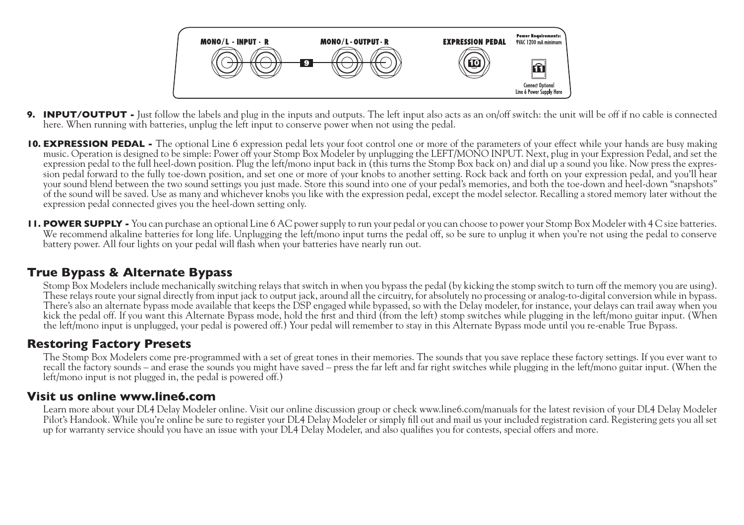MONO/L - INPUT - R    MONO/L - OUTPUT - R    EXPRESSION PEDAL    Power Requirements: 9VAC 1200 mA minimum

9    10    11

Connect Optional Line 6 Power Supply Here

**9. INPUT/OUTPUT -** Just follow the labels and plug in the inputs and outputs. The left input also acts as an on/off switch: the unit will be off if no cable is connected here. When running with batteries, unplug the left input to conserve power when not using the pedal.

**10. EXPRESSION PEDAL -** The optional Line 6 expression pedal lets your foot control one or more of the parameters of your effect while your hands are busy making music. Operation is designed to be simple: Power off your Stomp Box Modeler by unplugging the LEFT/MONO INPUT. Next, plug in your Expression Pedal, and set the expression pedal to the full heel-down position. Plug the left/mono input back in (this turns the Stomp Box back on) and dial up a sound you like. Now press the expression pedal forward to the fully toe-down position, and set one or more of your knobs to another setting. Rock back and forth on your expression pedal, and you'll hear your sound blend between the two sound settings you just made. Store this sound into one of your pedal's memories, and both the toe-down and heel-down "snapshots" of the sound will be saved. Use as many and whichever knobs you like with the expression pedal, except the model selector. Recalling a stored memory later without the expression pedal connected gives you the heel-down setting only.

**11. POWER SUPPLY -** You can purchase an optional Line 6 AC power supply to run your pedal or you can choose to power your Stomp Box Modeler with 4 C size batteries. We recommend alkaline batteries for long life. Unplugging the left/mono input turns the pedal off, so be sure to unplug it when you're not using the pedal to conserve battery power. All four lights on your pedal will flash when your batteries have nearly run out.

## True Bypass & Alternate Bypass

Stomp Box Modelers include mechanically switching relays that switch in when you bypass the pedal (by kicking the stomp switch to turn off the memory you are using). These relays route your signal directly from input jack to output jack, around all the circuitry, for absolutely no processing or analog-to-digital conversion while in bypass. There's also an alternate bypass mode available that keeps the DSP engaged while bypassed, so with the Delay modeler, for instance, your delays can trail away when you kick the pedal off. If you want this Alternate Bypass mode, hold the first and third (from the left) stomp switches while plugging in the left/mono guitar input. (When the left/mono input is unplugged, your pedal is powered off.) Your pedal will remember to stay in this Alternate Bypass mode until you re-enable True Bypass.

## Restoring Factory Presets

The Stomp Box Modelers come pre-programmed with a set of great tones in their memories. The sounds that you save replace these factory settings. If you ever want to recall the factory sounds – and erase the sounds you might have saved – press the far left and far right switches while plugging in the left/mono guitar input. (When the left/mono input is not plugged in, the pedal is powered off.)

## Visit us online www.line6.com

Learn more about your DL4 Delay Modeler online. Visit our online discussion group or check www.line6.com/manuals for the latest revision of your DL4 Delay Modeler Pilot's Handook. While you're online be sure to register your DL4 Delay Modeler or simply fill out and mail us your included registration card. Registering gets you all set up for warranty service should you have an issue with your DL4 Delay Modeler, and also qualifies you for contests, special offers and more.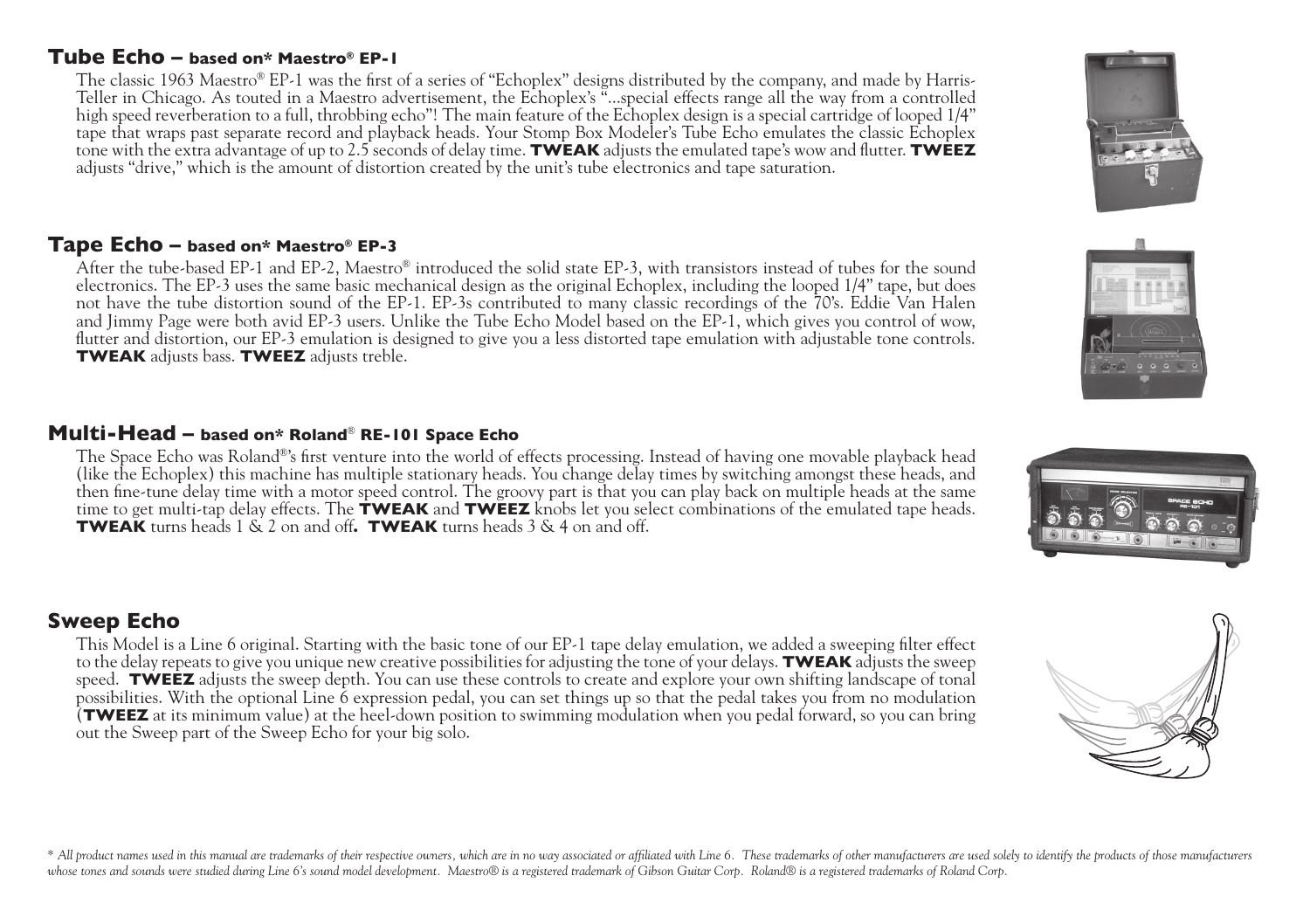## Tube Echo – based on* Maestro® EP-1

The classic 1963 Maestro® EP-1 was the first of a series of "Echoplex" designs distributed by the company, and made by Harris-Teller in Chicago. As touted in a Maestro advertisement, the Echoplex's "...special effects range all the way from a controlled high speed reverberation to a full, throbbing echo"! The main feature of the Echoplex design is a special cartridge of looped 1/4" tape that wraps past separate record and playback heads. Your Stomp Box Modeler's Tube Echo emulates the classic Echoplex tone with the extra advantage of up to 2.5 seconds of delay time. **TWEAK** adjusts the emulated tape's wow and flutter. **TWEEZ** adjusts "drive," which is the amount of distortion created by the unit's tube electronics and tape saturation.

## Tape Echo – based on* Maestro® EP-3

After the tube-based EP-1 and EP-2, Maestro® introduced the solid state EP-3, with transistors instead of tubes for the sound electronics. The EP-3 uses the same basic mechanical design as the original Echoplex, including the looped 1/4" tape, but does not have the tube distortion sound of the EP-1. EP-3s contributed to many classic recordings of the 70's. Eddie Van Halen and Jimmy Page were both avid EP-3 users. Unlike the Tube Echo Model based on the EP-1, which gives you control of wow, flutter and distortion, our EP-3 emulation is designed to give you a less distorted tape emulation with adjustable tone controls. **TWEAK** adjusts bass. **TWEEZ** adjusts treble.

## Multi-Head – based on* Roland® RE-101 Space Echo

The Space Echo was Roland®'s first venture into the world of effects processing. Instead of having one movable playback head (like the Echoplex) this machine has multiple stationary heads. You change delay times by switching amongst these heads, and then fine-tune delay time with a motor speed control. The groovy part is that you can play back on multiple heads at the same time to get multi-tap delay effects. The **TWEAK** and **TWEEZ** knobs let you select combinations of the emulated tape heads. **TWEAK** turns heads 1 & 2 on and off**. TWEAK** turns heads 3 & 4 on and off.

## Sweep Echo

This Model is a Line 6 original. Starting with the basic tone of our EP-1 tape delay emulation, we added a sweeping filter effect to the delay repeats to give you unique new creative possibilities for adjusting the tone of your delays. **TWEAK** adjusts the sweep speed. **TWEEZ** adjusts the sweep depth. You can use these controls to create and explore your own shifting landscape of tonal possibilities. With the optional Line 6 expression pedal, you can set things up so that the pedal takes you from no modulation (**TWEEZ** at its minimum value) at the heel-down position to swimming modulation when you pedal forward, so you can bring out the Sweep part of the Sweep Echo for your big solo.

*\* All product names used in this manual are trademarks of their respective owners, which are in no way associated or affiliated with Line 6. These trademarks of other manufacturers are used solely to identify the products of those manufacturers whose tones and sounds were studied during Line 6's sound model development. Maestro® is a registered trademark of Gibson Guitar Corp. Roland® is a registered trademarks of Roland Corp.*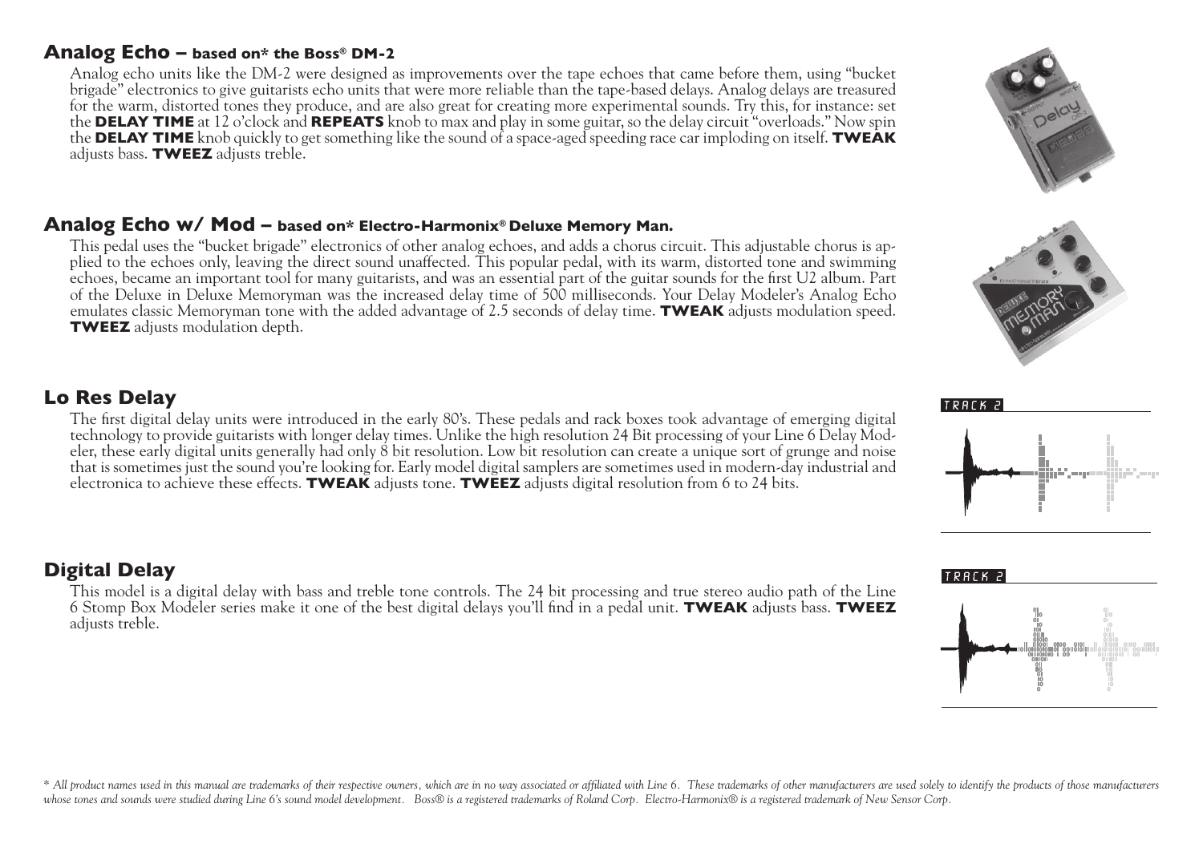## Analog Echo – based on* the Boss® DM-2

Analog echo units like the DM-2 were designed as improvements over the tape echoes that came before them, using "bucket brigade" electronics to give guitarists echo units that were more reliable than the tape-based delays. Analog delays are treasured for the warm, distorted tones they produce, and are also great for creating more experimental sounds. Try this, for instance: set the **DELAY TIME** at 12 o'clock and **REPEATS** knob to max and play in some guitar, so the delay circuit "overloads." Now spin the **DELAY TIME** knob quickly to get something like the sound of a space-aged speeding race car imploding on itself. **TWEAK** adjusts bass. **TWEEZ** adjusts treble.

## Analog Echo w/ Mod – based on* Electro-Harmonix® Deluxe Memory Man.

This pedal uses the "bucket brigade" electronics of other analog echoes, and adds a chorus circuit. This adjustable chorus is applied to the echoes only, leaving the direct sound unaffected. This popular pedal, with its warm, distorted tone and swimming echoes, became an important tool for many guitarists, and was an essential part of the guitar sounds for the first U2 album. Part of the Deluxe in Deluxe Memoryman was the increased delay time of 500 milliseconds. Your Delay Modeler's Analog Echo emulates classic Memoryman tone with the added advantage of 2.5 seconds of delay time. **TWEAK** adjusts modulation speed. **TWEEZ** adjusts modulation depth.

## Lo Res Delay

TRACK 2

The first digital delay units were introduced in the early 80's. These pedals and rack boxes took advantage of emerging digital technology to provide guitarists with longer delay times. Unlike the high resolution 24 Bit processing of your Line 6 Delay Modeler, these early digital units generally had only 8 bit resolution. Low bit resolution can create a unique sort of grunge and noise that is sometimes just the sound you're looking for. Early model digital samplers are sometimes used in modern-day industrial and electronica to achieve these effects. **TWEAK** adjusts tone. **TWEEZ** adjusts digital resolution from 6 to 24 bits.

## Digital Delay

TRACK 2

This model is a digital delay with bass and treble tone controls. The 24 bit processing and true stereo audio path of the Line 6 Stomp Box Modeler series make it one of the best digital delays you'll find in a pedal unit. **TWEAK** adjusts bass. **TWEEZ** adjusts treble.

*\* All product names used in this manual are trademarks of their respective owners, which are in no way associated or affiliated with Line 6. These trademarks of other manufacturers are used solely to identify the products of those manufacturers whose tones and sounds were studied during Line 6's sound model development. Boss® is a registered trademarks of Roland Corp. Electro-Harmonix® is a registered trademark of New Sensor Corp.*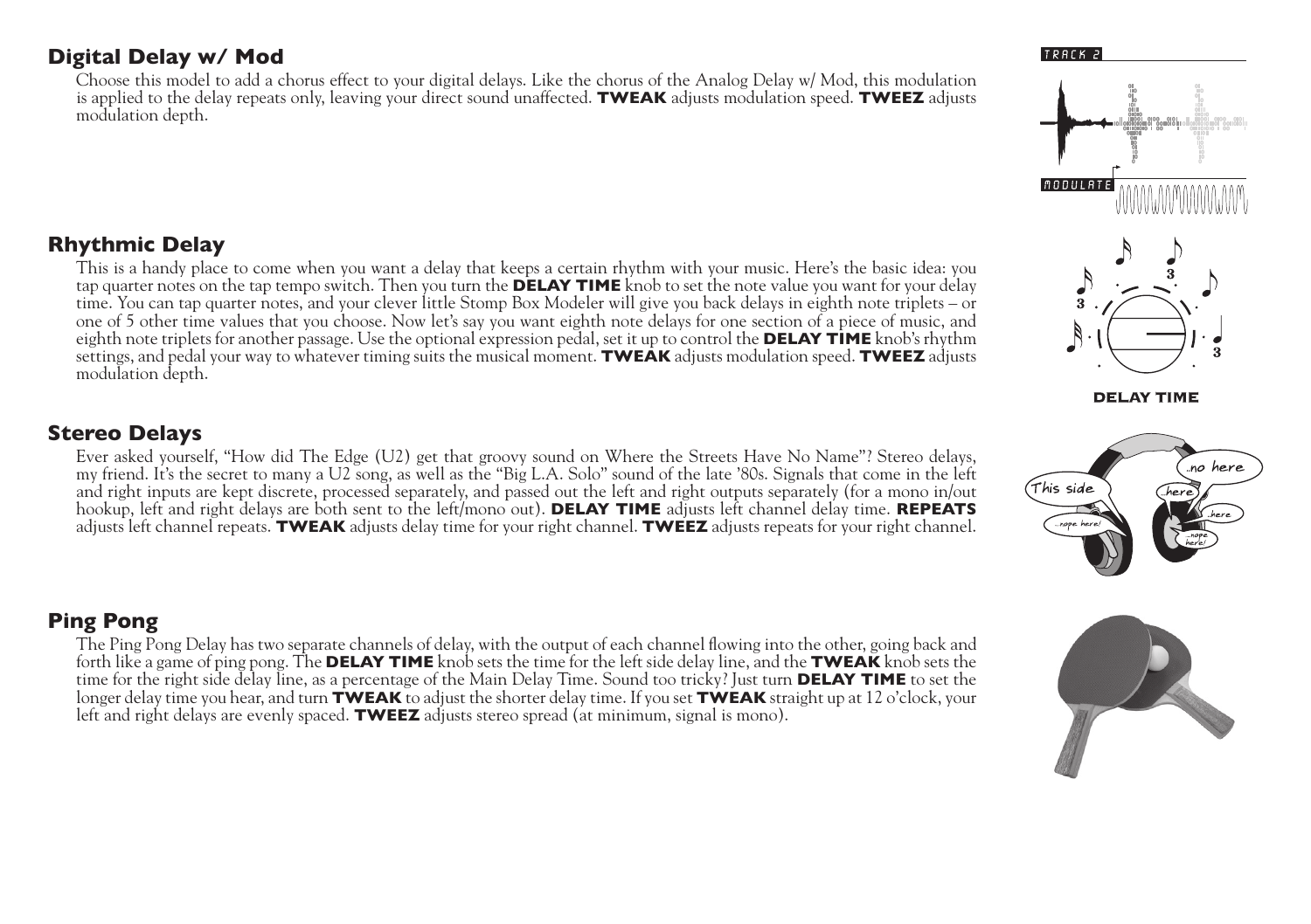## Digital Delay w/ Mod

Choose this model to add a chorus effect to your digital delays. Like the chorus of the Analog Delay w/ Mod, this modulation is applied to the delay repeats only, leaving your direct sound unaffected. **TWEAK** adjusts modulation speed. **TWEEZ** adjusts modulation depth.

## Rhythmic Delay

This is a handy place to come when you want a delay that keeps a certain rhythm with your music. Here's the basic idea: you tap quarter notes on the tap tempo switch. Then you turn the **DELAY TIME** knob to set the note value you want for your delay time. You can tap quarter notes, and your clever little Stomp Box Modeler will give you back delays in eighth note triplets – or one of 5 other time values that you choose. Now let's say you want eighth note delays for one section of a piece of music, and eighth note triplets for another passage. Use the optional expression pedal, set it up to control the **DELAY TIME** knob's rhythm settings, and pedal your way to whatever timing suits the musical moment. **TWEAK** adjusts modulation speed. **TWEEZ** adjusts modulation depth.

## Stereo Delays

Ever asked yourself, "How did The Edge (U2) get that groovy sound on Where the Streets Have No Name"? Stereo delays, my friend. It's the secret to many a U2 song, as well as the "Big L.A. Solo" sound of the late '80s. Signals that come in the left and right inputs are kept discrete, processed separately, and passed out the left and right outputs separately (for a mono in/out hookup, left and right delays are both sent to the left/mono out). **DELAY TIME** adjusts left channel delay time. **REPEATS** adjusts left channel repeats. **TWEAK** adjusts delay time for your right channel. **TWEEZ** adjusts repeats for your right channel.

## Ping Pong

The Ping Pong Delay has two separate channels of delay, with the output of each channel flowing into the other, going back and forth like a game of ping pong. The **DELAY TIME** knob sets the time for the left side delay line, and the **TWEAK** knob sets the time for the right side delay line, as a percentage of the Main Delay Time. Sound too tricky? Just turn **DELAY TIME** to set the longer delay time you hear, and turn **TWEAK** to adjust the shorter delay time. If you set **TWEAK** straight up at 12 o'clock, your left and right delays are evenly spaced. **TWEEZ** adjusts stereo spread (at minimum, signal is mono).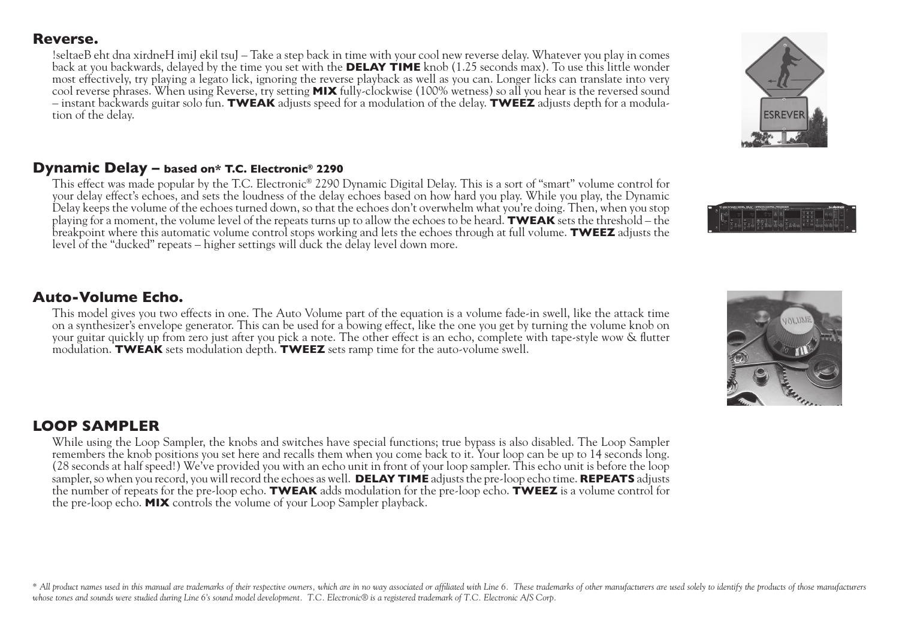## Reverse.

!seltaeB eht dna xirdneH imiJ ekil tsuJ – Take a step back in time with your cool new reverse delay. Whatever you play in comes back at you backwards, delayed by the time you set with the **DELAY TIME** knob (1.25 seconds max). To use this little wonder most effectively, try playing a legato lick, ignoring the reverse playback as well as you can. Longer licks can translate into very cool reverse phrases. When using Reverse, try setting **MIX** fully-clockwise (100% wetness) so all you hear is the reversed sound – instant backwards guitar solo fun. **TWEAK** adjusts speed for a modulation of the delay. **TWEEZ** adjusts depth for a modulation of the delay.

## Dynamic Delay – based on* T.C. Electronic® 2290

This effect was made popular by the T.C. Electronic® 2290 Dynamic Digital Delay. This is a sort of "smart" volume control for your delay effect's echoes, and sets the loudness of the delay echoes based on how hard you play. While you play, the Dynamic Delay keeps the volume of the echoes turned down, so that the echoes don't overwhelm what you're doing. Then, when you stop playing for a moment, the volume level of the repeats turns up to allow the echoes to be heard. **TWEAK** sets the threshold – the breakpoint where this automatic volume control stops working and lets the echoes through at full volume. **TWEEZ** adjusts the level of the "ducked" repeats – higher settings will duck the delay level down more.

## Auto-Volume Echo.

This model gives you two effects in one. The Auto Volume part of the equation is a volume fade-in swell, like the attack time on a synthesizer's envelope generator. This can be used for a bowing effect, like the one you get by turning the volume knob on your guitar quickly up from zero just after you pick a note. The other effect is an echo, complete with tape-style wow & flutter modulation. **TWEAK** sets modulation depth. **TWEEZ** sets ramp time for the auto-volume swell.

## LOOP SAMPLER

While using the Loop Sampler, the knobs and switches have special functions; true bypass is also disabled. The Loop Sampler remembers the knob positions you set here and recalls them when you come back to it. Your loop can be up to 14 seconds long. (28 seconds at half speed!) We've provided you with an echo unit in front of your loop sampler. This echo unit is before the loop sampler, so when you record, you will record the echoes as well. **DELAY TIME** adjusts the pre-loop echo time. **REPEATS** adjusts the number of repeats for the pre-loop echo. **TWEAK** adds modulation for the pre-loop echo. **TWEEZ** is a volume control for the pre-loop echo. **MIX** controls the volume of your Loop Sampler playback.

*\* All product names used in this manual are trademarks of their respective owners, which are in no way associated or affiliated with Line 6. These trademarks of other manufacturers are used solely to identify the products of those manufacturers whose tones and sounds were studied during Line 6's sound model development. T.C. Electronic® is a registered trademark of T.C. Electronic A/S Corp.*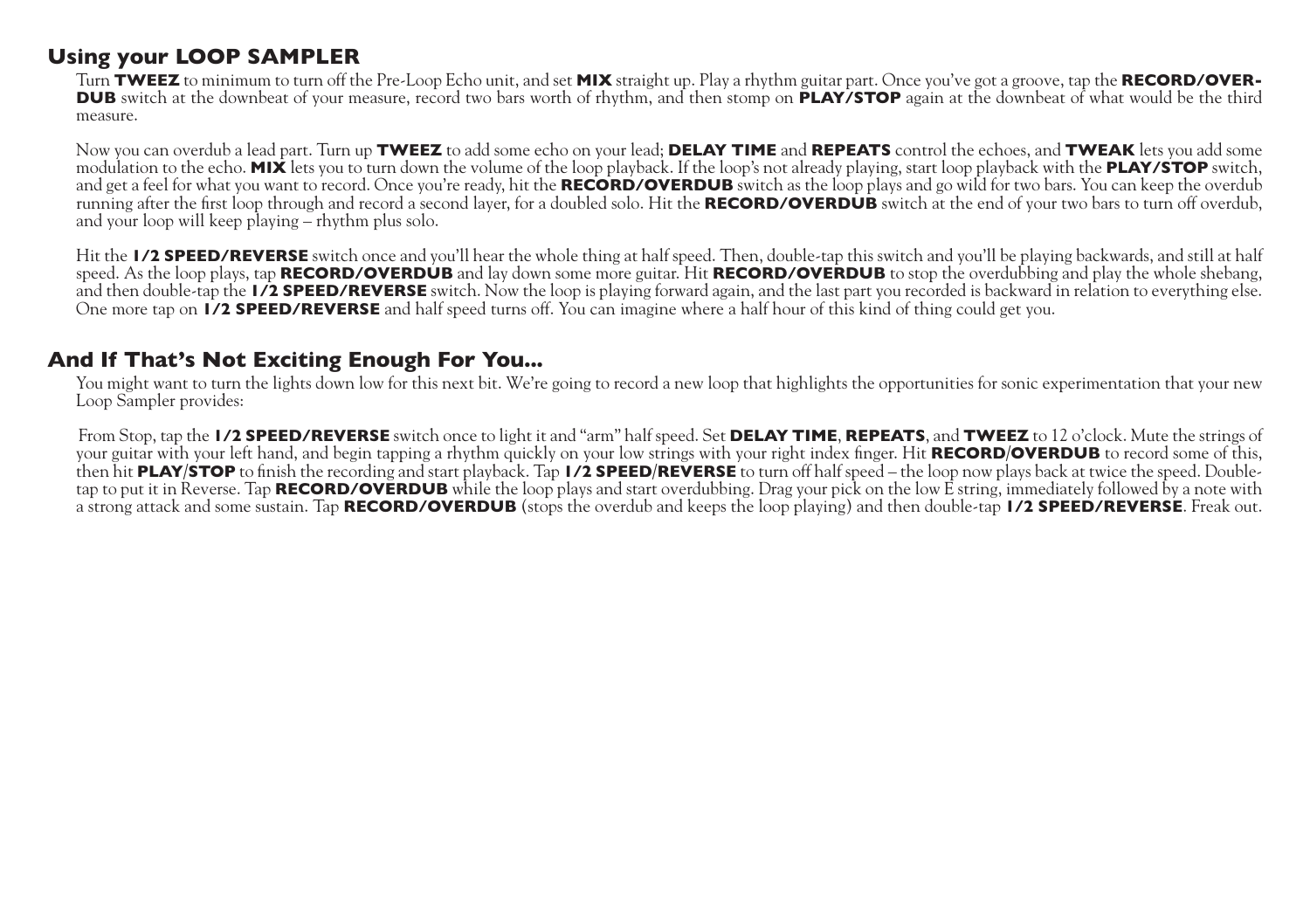## Using your LOOP SAMPLER

Turn **TWEEZ** to minimum to turn off the Pre-Loop Echo unit, and set **MIX** straight up. Play a rhythm guitar part. Once you've got a groove, tap the **RECORD/OVERDUB** switch at the downbeat of your measure, record two bars worth of rhythm, and then stomp on **PLAY/STOP** again at the downbeat of what would be the third measure.

Now you can overdub a lead part. Turn up **TWEEZ** to add some echo on your lead; **DELAY TIME** and **REPEATS** control the echoes, and **TWEAK** lets you add some modulation to the echo. **MIX** lets you to turn down the volume of the loop playback. If the loop's not already playing, start loop playback with the **PLAY/STOP** switch, and get a feel for what you want to record. Once you're ready, hit the **RECORD/OVERDUB** switch as the loop plays and go wild for two bars. You can keep the overdub running after the first loop through and record a second layer, for a doubled solo. Hit the **RECORD/OVERDUB** switch at the end of your two bars to turn off overdub, and your loop will keep playing – rhythm plus solo.

Hit the **1/2 SPEED/REVERSE** switch once and you'll hear the whole thing at half speed. Then, double-tap this switch and you'll be playing backwards, and still at half speed. As the loop plays, tap **RECORD/OVERDUB** and lay down some more guitar. Hit **RECORD/OVERDUB** to stop the overdubbing and play the whole shebang, and then double-tap the **1/2 SPEED/REVERSE** switch. Now the loop is playing forward again, and the last part you recorded is backward in relation to everything else. One more tap on **1/2 SPEED/REVERSE** and half speed turns off. You can imagine where a half hour of this kind of thing could get you.

## And If That's Not Exciting Enough For You...

You might want to turn the lights down low for this next bit. We're going to record a new loop that highlights the opportunities for sonic experimentation that your new Loop Sampler provides:

From Stop, tap the **1/2 SPEED/REVERSE** switch once to light it and "arm" half speed. Set **DELAY TIME**, **REPEATS**, and **TWEEZ** to 12 o'clock. Mute the strings of your guitar with your left hand, and begin tapping a rhythm quickly on your low strings with your right index finger. Hit **RECORD/OVERDUB** to record some of this, then hit **PLAY/STOP** to finish the recording and start playback. Tap **1/2 SPEED/REVERSE** to turn off half speed – the loop now plays back at twice the speed. Double-tap to put it in Reverse. Tap **RECORD/OVERDUB** while the loop plays and start overdubbing. Drag your pick on the low E string, immediately followed by a note with a strong attack and some sustain. Tap **RECORD/OVERDUB** (stops the overdub and keeps the loop playing) and then double-tap **1/2 SPEED/REVERSE**. Freak out.